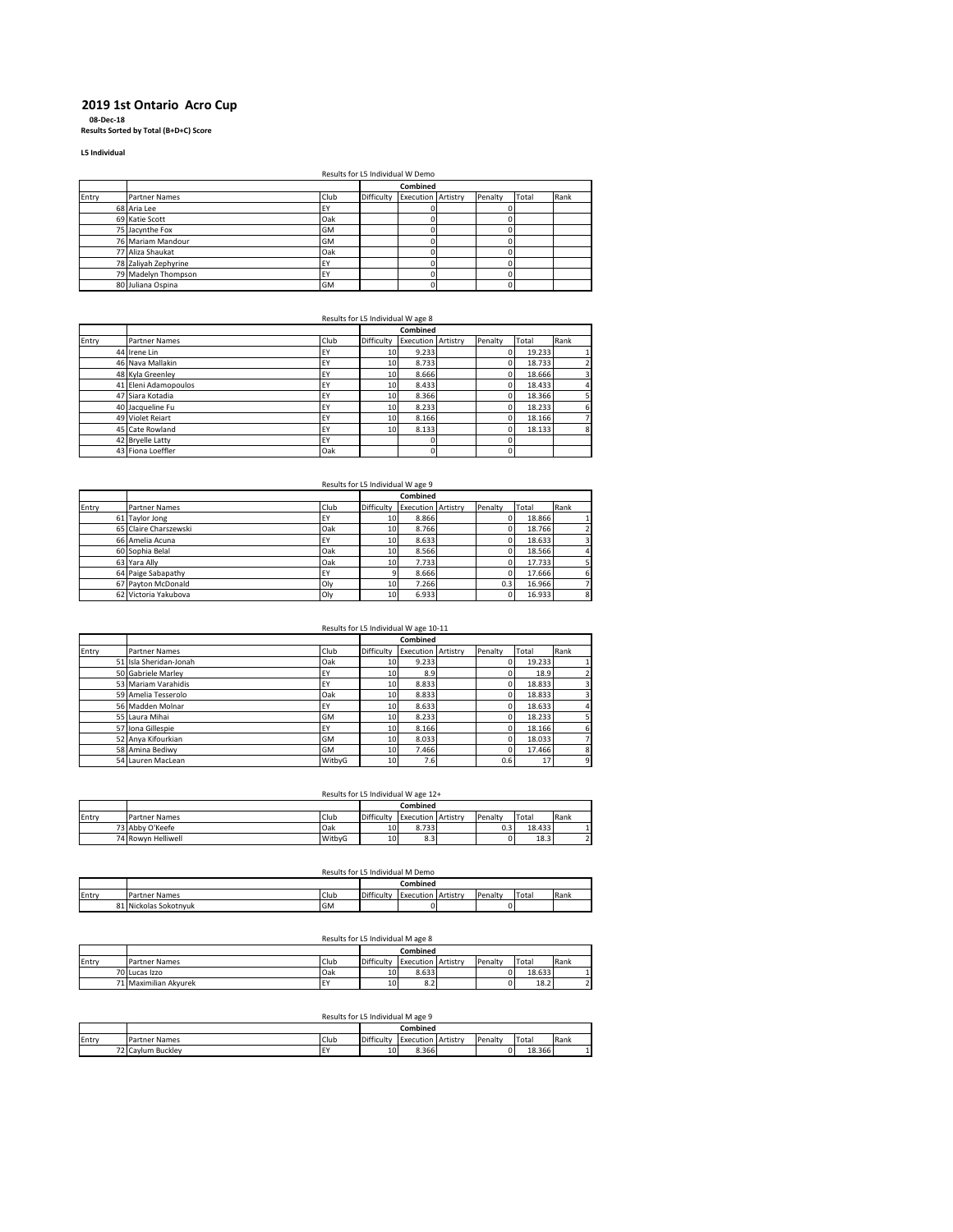# 2019 1st Ontario Acro Cup

**08-Dec-18**

**Results Sorted by Total (B+D+C) Score**

**L5 Individual**

Results for L5 Individual W Demo

| | | | Combined | | | | | |
|---|---|---|---|---|---|---|---|---|
| Entry | Partner Names | Club | Difficulty | Execution | Artistry | Penalty | Total | Rank |
| 68 | Aria Lee | EY | | 0 | | 0 | | |
| 69 | Katie Scott | Oak | | 0 | | 0 | | |
| 75 | Jacynthe Fox | GM | | 0 | | 0 | | |
| 76 | Mariam Mandour | GM | | 0 | | 0 | | |
| 77 | Aliza Shaukat | Oak | | 0 | | 0 | | |
| 78 | Zaliyah Zephyrine | EY | | 0 | | 0 | | |
| 79 | Madelyn Thompson | EY | | 0 | | 0 | | |
| 80 | Juliana Ospina | GM | | 0 | | 0 | | |

Results for L5 Individual W age 8

| | | | Combined | | | | | |
|---|---|---|---|---|---|---|---|---|
| Entry | Partner Names | Club | Difficulty | Execution | Artistry | Penalty | Total | Rank |
| 44 | Irene Lin | EY | 10 | 9.233 | | 0 | 19.233 | 1 |
| 46 | Nava Mallakin | EY | 10 | 8.733 | | 0 | 18.733 | 2 |
| 48 | Kyla Greenley | EY | 10 | 8.666 | | 0 | 18.666 | 3 |
| 41 | Eleni Adamopoulos | EY | 10 | 8.433 | | 0 | 18.433 | 4 |
| 47 | Siara Kotadia | EY | 10 | 8.366 | | 0 | 18.366 | 5 |
| 40 | Jacqueline Fu | EY | 10 | 8.233 | | 0 | 18.233 | 6 |
| 49 | Violet Reiart | EY | 10 | 8.166 | | 0 | 18.166 | 7 |
| 45 | Cate Rowland | EY | 10 | 8.133 | | 0 | 18.133 | 8 |
| 42 | Bryelle Latty | EY | | 0 | | 0 | | |
| 43 | Fiona Loeffler | Oak | | 0 | | 0 | | |

Results for L5 Individual W age 9

| | | | Combined | | | | | |
|---|---|---|---|---|---|---|---|---|
| Entry | Partner Names | Club | Difficulty | Execution | Artistry | Penalty | Total | Rank |
| 61 | Taylor Jong | EY | 10 | 8.866 | | 0 | 18.866 | 1 |
| 65 | Claire Charszewski | Oak | 10 | 8.766 | | 0 | 18.766 | 2 |
| 66 | Amelia Acuna | EY | 10 | 8.633 | | 0 | 18.633 | 3 |
| 60 | Sophia Belal | Oak | 10 | 8.566 | | 0 | 18.566 | 4 |
| 63 | Yara Ally | Oak | 10 | 7.733 | | 0 | 17.733 | 5 |
| 64 | Paige Sabapathy | EY | 9 | 8.666 | | 0 | 17.666 | 6 |
| 67 | Payton McDonald | Oly | 10 | 7.266 | | 0.3 | 16.966 | 7 |
| 62 | Victoria Yakubova | Oly | 10 | 6.933 | | 0 | 16.933 | 8 |

Results for L5 Individual W age 10-11

| | | | Combined | | | | | |
|---|---|---|---|---|---|---|---|---|
| Entry | Partner Names | Club | Difficulty | Execution | Artistry | Penalty | Total | Rank |
| 51 | Isla Sheridan-Jonah | Oak | 10 | 9.233 | | 0 | 19.233 | 1 |
| 50 | Gabriele Marley | EY | 10 | 8.9 | | 0 | 18.9 | 2 |
| 53 | Mariam Varahidis | EY | 10 | 8.833 | | 0 | 18.833 | 3 |
| 59 | Amelia Tesserolo | Oak | 10 | 8.833 | | 0 | 18.833 | 3 |
| 56 | Madden Molnar | EY | 10 | 8.633 | | 0 | 18.633 | 4 |
| 55 | Laura Mihai | GM | 10 | 8.233 | | 0 | 18.233 | 5 |
| 57 | Iona Gillespie | EY | 10 | 8.166 | | 0 | 18.166 | 6 |
| 52 | Anya Kifourkian | GM | 10 | 8.033 | | 0 | 18.033 | 7 |
| 58 | Amina Bediwy | GM | 10 | 7.466 | | 0 | 17.466 | 8 |
| 54 | Lauren MacLean | WitbyG | 10 | 7.6 | | 0.6 | 17 | 9 |

Results for L5 Individual W age 12+

| | | | Combined | | | | | |
|---|---|---|---|---|---|---|---|---|
| Entry | Partner Names | Club | Difficulty | Execution | Artistry | Penalty | Total | Rank |
| 73 | Abby O'Keefe | Oak | 10 | 8.733 | | 0.3 | 18.433 | 1 |
| 74 | Rowyn Helliwell | WitbyG | 10 | 8.3 | | 0 | 18.3 | 2 |

Results for L5 Individual M Demo

| | | | Combined | | | | | |
|---|---|---|---|---|---|---|---|---|
| Entry | Partner Names | Club | Difficulty | Execution | Artistry | Penalty | Total | Rank |
| 81 | Nickolas Sokotnyuk | GM | | 0 | | 0 | | |

Results for L5 Individual M age 8

| | | | Combined | | | | | |
|---|---|---|---|---|---|---|---|---|
| Entry | Partner Names | Club | Difficulty | Execution | Artistry | Penalty | Total | Rank |
| 70 | Lucas Izzo | Oak | 10 | 8.633 | | 0 | 18.633 | 1 |
| 71 | Maximilian Akyurek | EY | 10 | 8.2 | | 0 | 18.2 | 2 |

Results for L5 Individual M age 9

| | | | Combined | | | | | |
|---|---|---|---|---|---|---|---|---|
| Entry | Partner Names | Club | Difficulty | Execution | Artistry | Penalty | Total | Rank |
| 72 | Caylum Buckley | EY | 10 | 8.366 | | 0 | 18.366 | 1 |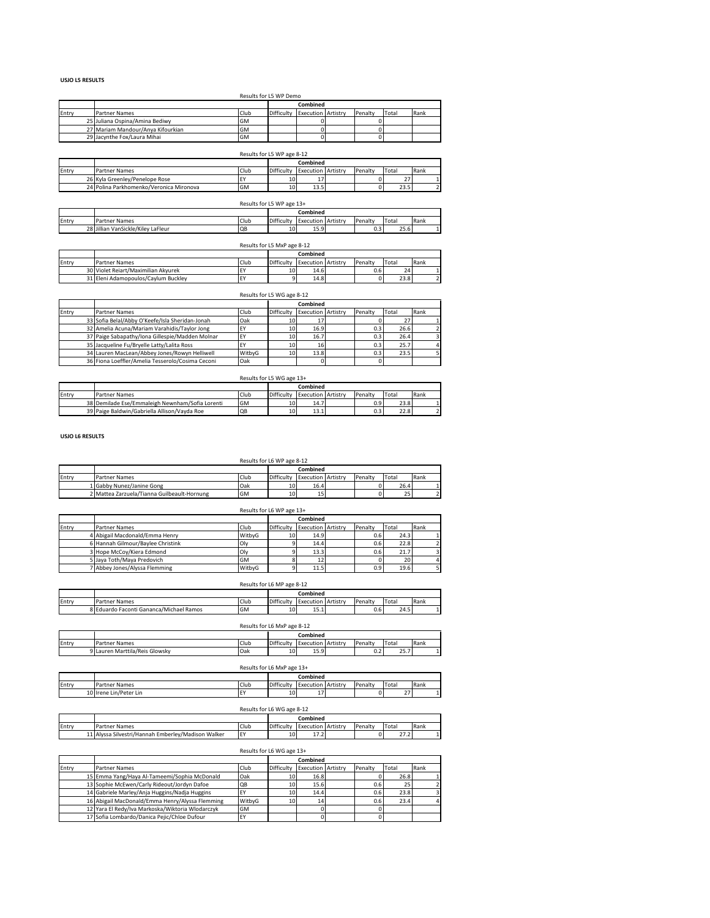**USJO L5 RESULTS**

Results for L5 WP Demo

| | | | Combined | | | | | |
|---|---|---|---|---|---|---|---|---|
| Entry | Partner Names | Club | Difficulty | Execution | Artistry | Penalty | Total | Rank |
| 25 | Juliana Ospina/Amina Bediwy | GM | | 0 | | 0 | | |
| 27 | Mariam Mandour/Anya Kifourkian | GM | | 0 | | 0 | | |
| 29 | Jacynthe Fox/Laura Mihai | GM | | 0 | | 0 | | |

Results for L5 WP age 8-12

| | | | Combined | | | | | |
|---|---|---|---|---|---|---|---|---|
| Entry | Partner Names | Club | Difficulty | Execution | Artistry | Penalty | Total | Rank |
| 26 | Kyla Greenley/Penelope Rose | EY | 10 | 17 | | 0 | 27 | 1 |
| 24 | Polina Parkhomenko/Veronica Mironova | GM | 10 | 13.5 | | 0 | 23.5 | 2 |

Results for L5 WP age 13+

| | | | Combined | | | | | |
|---|---|---|---|---|---|---|---|---|
| Entry | Partner Names | Club | Difficulty | Execution | Artistry | Penalty | Total | Rank |
| 28 | Jillian VanSickle/Kiley LaFleur | QB | 10 | 15.9 | | 0.3 | 25.6 | 1 |

Results for L5 MxP age 8-12

| | | | Combined | | | | | |
|---|---|---|---|---|---|---|---|---|
| Entry | Partner Names | Club | Difficulty | Execution | Artistry | Penalty | Total | Rank |
| 30 | Violet Reiart/Maximilian Akyurek | EY | 10 | 14.6 | | 0.6 | 24 | 1 |
| 31 | Eleni Adamopoulos/Caylum Buckley | EY | 9 | 14.8 | | 0 | 23.8 | 2 |

Results for L5 WG age 8-12

| | | | Combined | | | | | |
|---|---|---|---|---|---|---|---|---|
| Entry | Partner Names | Club | Difficulty | Execution | Artistry | Penalty | Total | Rank |
| 33 | Sofia Belal/Abby O'Keefe/Isla Sheridan-Jonah | Oak | 10 | 17 | | 0 | 27 | 1 |
| 32 | Amelia Acuna/Mariam Varahidis/Taylor Jong | EY | 10 | 16.9 | | 0.3 | 26.6 | 2 |
| 37 | Paige Sabapathy/Iona Gillespie/Madden Molnar | EY | 10 | 16.7 | | 0.3 | 26.4 | 3 |
| 35 | Jacqueline Fu/Bryelle Latty/Lalita Ross | EY | 10 | 16 | | 0.3 | 25.7 | 4 |
| 34 | Lauren MacLean/Abbey Jones/Rowyn Helliwell | WitbyG | 10 | 13.8 | | 0.3 | 23.5 | 5 |
| 36 | Fiona Loeffler/Amelia Tesserolo/Cosima Ceconi | Oak | | 0 | | 0 | | |

Results for L5 WG age 13+

| | | | Combined | | | | | |
|---|---|---|---|---|---|---|---|---|
| Entry | Partner Names | Club | Difficulty | Execution | Artistry | Penalty | Total | Rank |
| 38 | Demilade Ese/Emmaleigh Newnham/Sofia Lorenti | GM | 10 | 14.7 | | 0.9 | 23.8 | 1 |
| 39 | Paige Baldwin/Gabriella Allison/Vayda Roe | QB | 10 | 13.1 | | 0.3 | 22.8 | 2 |

**USJO L6 RESULTS**

Results for L6 WP age 8-12

| | | | Combined | | | | | |
|---|---|---|---|---|---|---|---|---|
| Entry | Partner Names | Club | Difficulty | Execution | Artistry | Penalty | Total | Rank |
| 1 | Gabby Nunez/Janine Gong | Oak | 10 | 16.4 | | 0 | 26.4 | 1 |
| 2 | Mattea Zarzuela/Tianna Guilbeault-Hornung | GM | 10 | 15 | | 0 | 25 | 2 |

Results for L6 WP age 13+

| | | | Combined | | | | | |
|---|---|---|---|---|---|---|---|---|
| Entry | Partner Names | Club | Difficulty | Execution | Artistry | Penalty | Total | Rank |
| 4 | Abigail Macdonald/Emma Henry | WitbyG | 10 | 14.9 | | 0.6 | 24.3 | 1 |
| 6 | Hannah Gilmour/Baylee Christink | Oly | 9 | 14.4 | | 0.6 | 22.8 | 2 |
| 3 | Hope McCoy/Kiera Edmond | Oly | 9 | 13.3 | | 0.6 | 21.7 | 3 |
| 5 | Jaya Toth/Maya Predovich | GM | 8 | 12 | | 0 | 20 | 4 |
| 7 | Abbey Jones/Alyssa Flemming | WitbyG | 9 | 11.5 | | 0.9 | 19.6 | 5 |

Results for L6 MP age 8-12

| | | | Combined | | | | | |
|---|---|---|---|---|---|---|---|---|
| Entry | Partner Names | Club | Difficulty | Execution | Artistry | Penalty | Total | Rank |
| 8 | Eduardo Faconti Gananca/Michael Ramos | GM | 10 | 15.1 | | 0.6 | 24.5 | 1 |

Results for L6 MxP age 8-12

| | | | Combined | | | | | |
|---|---|---|---|---|---|---|---|---|
| Entry | Partner Names | Club | Difficulty | Execution | Artistry | Penalty | Total | Rank |
| 9 | Lauren Marttila/Reis Glowsky | Oak | 10 | 15.9 | | 0.2 | 25.7 | 1 |

Results for L6 MxP age 13+

| | | | Combined | | | | | |
|---|---|---|---|---|---|---|---|---|
| Entry | Partner Names | Club | Difficulty | Execution | Artistry | Penalty | Total | Rank |
| 10 | Irene Lin/Peter Lin | EY | 10 | 17 | | 0 | 27 | 1 |

Results for L6 WG age 8-12

| | | | Combined | | | | | |
|---|---|---|---|---|---|---|---|---|
| Entry | Partner Names | Club | Difficulty | Execution | Artistry | Penalty | Total | Rank |
| 11 | Alyssa Silvestri/Hannah Emberley/Madison Walker | EY | 10 | 17.2 | | 0 | 27.2 | 1 |

Results for L6 WG age 13+

| | | | Combined | | | | | |
|---|---|---|---|---|---|---|---|---|
| Entry | Partner Names | Club | Difficulty | Execution | Artistry | Penalty | Total | Rank |
| 15 | Emma Yang/Haya Al-Tameemi/Sophia McDonald | Oak | 10 | 16.8 | | 0 | 26.8 | 1 |
| 13 | Sophie McEwen/Carly Rideout/Jordyn Dafoe | QB | 10 | 15.6 | | 0.6 | 25 | 2 |
| 14 | Gabriele Marley/Anja Huggins/Nadja Huggins | EY | 10 | 14.4 | | 0.6 | 23.8 | 3 |
| 16 | Abigail MacDonald/Emma Henry/Alyssa Flemming | WitbyG | 10 | 14 | | 0.6 | 23.4 | 4 |
| 12 | Yara El Redy/Iva Markoska/Wiktoria Wlodarczyk | GM | | 0 | | 0 | | |
| 17 | Sofia Lombardo/Danica Pejic/Chloe Dufour | EY | | 0 | | 0 | | |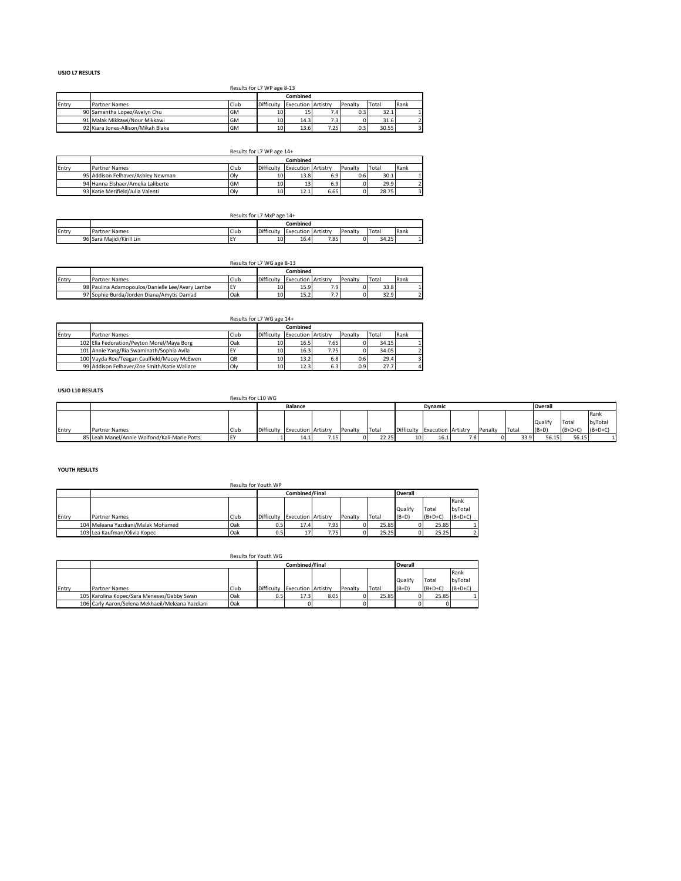**USJO L7 RESULTS**

Results for L7 WP age 8-13

| | | | Combined | | | | | |
|---|---|---|---|---|---|---|---|---|
| Entry | Partner Names | Club | Difficulty | Execution | Artistry | Penalty | Total | Rank |
| 90 | Samantha Lopez/Avelyn Chu | GM | 10 | 15 | 7.4 | 0.3 | 32.1 | 1 |
| 91 | Malak Mikkawi/Nour Mikkawi | GM | 10 | 14.3 | 7.3 | 0 | 31.6 | 2 |
| 92 | Kiara Jones-Allison/Mikah Blake | GM | 10 | 13.6 | 7.25 | 0.3 | 30.55 | 3 |

Results for L7 WP age 14+

| | | | Combined | | | | | |
|---|---|---|---|---|---|---|---|---|
| Entry | Partner Names | Club | Difficulty | Execution | Artistry | Penalty | Total | Rank |
| 95 | Addison Felhaver/Ashley Newman | Oly | 10 | 13.8 | 6.9 | 0.6 | 30.1 | 1 |
| 94 | Hanna Elshaer/Amelia Laliberte | GM | 10 | 13 | 6.9 | 0 | 29.9 | 2 |
| 93 | Katie Merifield/Julia Valenti | Oly | 10 | 12.1 | 6.65 | 0 | 28.75 | 3 |

Results for L7 MxP age 14+

| | | | Combined | | | | | |
|---|---|---|---|---|---|---|---|---|
| Entry | Partner Names | Club | Difficulty | Execution | Artistry | Penalty | Total | Rank |
| 96 | Sara Majidi/Kirill Lin | EY | 10 | 16.4 | 7.85 | 0 | 34.25 | 1 |

Results for L7 WG age 8-13

| | | | Combined | | | | | |
|---|---|---|---|---|---|---|---|---|
| Entry | Partner Names | Club | Difficulty | Execution | Artistry | Penalty | Total | Rank |
| 98 | Paulina Adamopoulos/Danielle Lee/Avery Lambe | EY | 10 | 15.9 | 7.9 | 0 | 33.8 | 1 |
| 97 | Sophie Burda/Jorden Diana/Amytis Damad | Oak | 10 | 15.2 | 7.7 | 0 | 32.9 | 2 |

Results for L7 WG age 14+

| | | | Combined | | | | | |
|---|---|---|---|---|---|---|---|---|
| Entry | Partner Names | Club | Difficulty | Execution | Artistry | Penalty | Total | Rank |
| 102 | Ella Fedoration/Peyton Morel/Maya Borg | Oak | 10 | 16.5 | 7.65 | 0 | 34.15 | 1 |
| 101 | Annie Yang/Ria Swaminath/Sophia Avila | EY | 10 | 16.3 | 7.75 | 0 | 34.05 | 2 |
| 100 | Vayda Roe/Teagan Caulfield/Macey McEwen | QB | 10 | 13.2 | 6.8 | 0.6 | 29.4 | 3 |
| 99 | Addison Felhaver/Zoe Smith/Katie Wallace | Oly | 10 | 12.3 | 6.3 | 0.9 | 27.7 | 4 |

**USJO L10 RESULTS**

Results for L10 WG

| | | | Balance | | | | | Dynamic | | | | | Overall | | |
|---|---|---|---|---|---|---|---|---|---|---|---|---|---|---|---|
| Entry | Partner Names | Club | Difficulty | Execution | Artistry | Penalty | Total | Difficulty | Execution | Artistry | Penalty | Total | Qualify (B+D) | Total (B+D+C) | Rank byTotal (B+D+C) |
| 85 | Leah Manel/Annie Wolfond/Kali-Marie Potts | EY | 1 | 14.1 | 7.15 | 0 | 22.25 | 10 | 16.1 | 7.8 | 0 | 33.9 | 56.15 | 56.15 | 1 |

**YOUTH RESULTS**

Results for Youth WP

| | | | Combined/Final | | | | | Overall | | |
|---|---|---|---|---|---|---|---|---|---|---|
| Entry | Partner Names | Club | Difficulty | Execution | Artistry | Penalty | Total | Qualify (B+D) | Total (B+D+C) | Rank byTotal (B+D+C) |
| 104 | Meleana Yazdiani/Malak Mohamed | Oak | 0.5 | 17.4 | 7.95 | 0 | 25.85 | 0 | 25.85 | 1 |
| 103 | Lea Kaufman/Olivia Kopec | Oak | 0.5 | 17 | 7.75 | 0 | 25.25 | 0 | 25.25 | 2 |

Results for Youth WG

| | | | Combined/Final | | | | | Overall | | |
|---|---|---|---|---|---|---|---|---|---|---|
| Entry | Partner Names | Club | Difficulty | Execution | Artistry | Penalty | Total | Qualify (B+D) | Total (B+D+C) | Rank byTotal (B+D+C) |
| 105 | Karolina Kopec/Sara Meneses/Gabby Swan | Oak | 0.5 | 17.3 | 8.05 | 0 | 25.85 | 0 | 25.85 | 1 |
| 106 | Carly Aaron/Selena Mekhaeil/Meleana Yazdiani | Oak | | 0 | | 0 | | 0 | 0 | |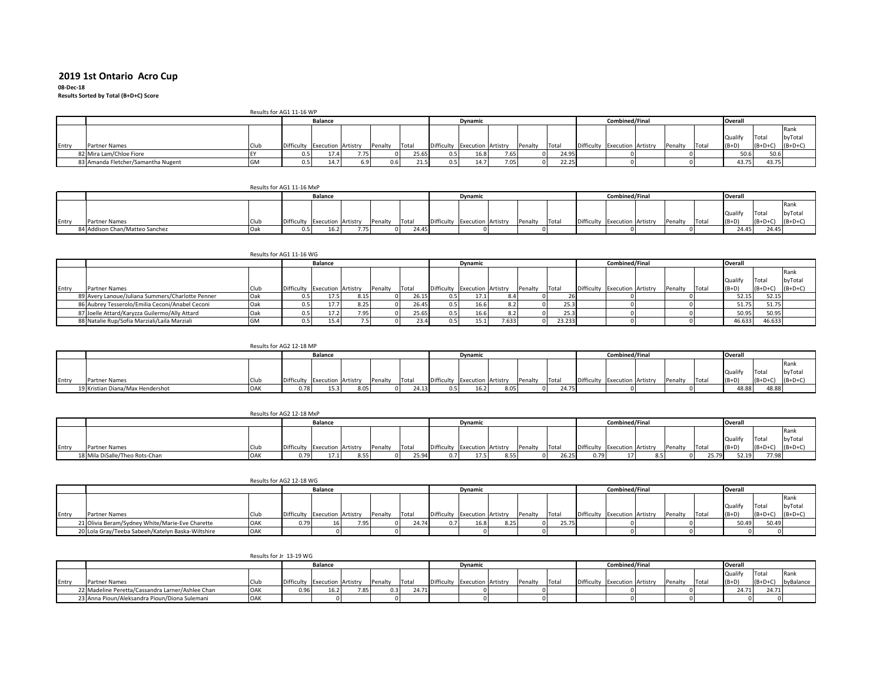## 2019 1st Ontario Acro Cup

**08-Dec-18**

**Results Sorted by Total (B+D+C) Score**

Results for AG1 11-16 WP

| | | | Balance | | | | | Dynamic | | | | | Combined/Final | | | | | Overall | | |
|---|---|---|---|---|---|---|---|---|---|---|---|---|---|---|---|---|---|---|---|---|
| Entry | Partner Names | Club | Difficulty | Execution | Artistry | Penalty | Total | Difficulty | Execution | Artistry | Penalty | Total | Difficulty | Execution | Artistry | Penalty | Total | Qualify (B+D) | Total (B+D+C) | Rank byTotal (B+D+C) |
| 82 | Mira Lam/Chloe Fiore | EY | 0.5 | 17.4 | 7.75 | 0 | 25.65 | 0.5 | 16.8 | 7.65 | 0 | 24.95 | | 0 | | 0 | | 50.6 | 50.6 | |
| 83 | Amanda Fletcher/Samantha Nugent | GM | 0.5 | 14.7 | 6.9 | 0.6 | 21.5 | 0.5 | 14.7 | 7.05 | 0 | 22.25 | | 0 | | 0 | | 43.75 | 43.75 | |

Results for AG1 11-16 MxP

| | | | Balance | | | | | Dynamic | | | | | Combined/Final | | | | | Overall | | |
|---|---|---|---|---|---|---|---|---|---|---|---|---|---|---|---|---|---|---|---|---|
| Entry | Partner Names | Club | Difficulty | Execution | Artistry | Penalty | Total | Difficulty | Execution | Artistry | Penalty | Total | Difficulty | Execution | Artistry | Penalty | Total | Qualify (B+D) | Total (B+D+C) | Rank byTotal (B+D+C) |
| 84 | Addison Chan/Matteo Sanchez | Oak | 0.5 | 16.2 | 7.75 | 0 | 24.45 | | 0 | | 0 | | | 0 | | 0 | | 24.45 | 24.45 | |

Results for AG1 11-16 WG

| | | | Balance | | | | | Dynamic | | | | | Combined/Final | | | | | Overall | | |
|---|---|---|---|---|---|---|---|---|---|---|---|---|---|---|---|---|---|---|---|---|
| Entry | Partner Names | Club | Difficulty | Execution | Artistry | Penalty | Total | Difficulty | Execution | Artistry | Penalty | Total | Difficulty | Execution | Artistry | Penalty | Total | Qualify (B+D) | Total (B+D+C) | Rank byTotal (B+D+C) |
| 89 | Avery Lanoue/Juliana Summers/Charlotte Penner | Oak | 0.5 | 17.5 | 8.15 | 0 | 26.15 | 0.5 | 17.1 | 8.4 | 0 | 26 | | 0 | | 0 | | 52.15 | 52.15 | |
| 86 | Aubrey Tesserolo/Emilia Ceconi/Anabel Ceconi | Oak | 0.5 | 17.7 | 8.25 | 0 | 26.45 | 0.5 | 16.6 | 8.2 | 0 | 25.3 | | 0 | | 0 | | 51.75 | 51.75 | |
| 87 | Joelle Attard/Karyzza Guilermo/Ally Attard | Oak | 0.5 | 17.2 | 7.95 | 0 | 25.65 | 0.5 | 16.6 | 8.2 | 0 | 25.3 | | 0 | | 0 | | 50.95 | 50.95 | |
| 88 | Natalie Rup/Sofia Marziali/Laila Marziali | GM | 0.5 | 15.4 | 7.5 | 0 | 23.4 | 0.5 | 15.1 | 7.633 | 0 | 23.233 | | 0 | | 0 | | 46.633 | 46.633 | |

Results for AG2 12-18 MP

| | | | Balance | | | | | Dynamic | | | | | Combined/Final | | | | | Overall | | |
|---|---|---|---|---|---|---|---|---|---|---|---|---|---|---|---|---|---|---|---|---|
| Entry | Partner Names | Club | Difficulty | Execution | Artistry | Penalty | Total | Difficulty | Execution | Artistry | Penalty | Total | Difficulty | Execution | Artistry | Penalty | Total | Qualify (B+D) | Total (B+D+C) | Rank byTotal (B+D+C) |
| 19 | Kristian Diana/Max Hendershot | OAK | 0.78 | 15.3 | 8.05 | 0 | 24.13 | 0.5 | 16.2 | 8.05 | 0 | 24.75 | | 0 | | 0 | | 48.88 | 48.88 | |

Results for AG2 12-18 MxP

| | | | Balance | | | | | Dynamic | | | | | Combined/Final | | | | | Overall | | |
|---|---|---|---|---|---|---|---|---|---|---|---|---|---|---|---|---|---|---|---|---|
| Entry | Partner Names | Club | Difficulty | Execution | Artistry | Penalty | Total | Difficulty | Execution | Artistry | Penalty | Total | Difficulty | Execution | Artistry | Penalty | Total | Qualify (B+D) | Total (B+D+C) | Rank byTotal (B+D+C) |
| 18 | Mila DiSalle/Theo Rots-Chan | OAK | 0.79 | 17.1 | 8.55 | 0 | 25.94 | 0.7 | 17.5 | 8.55 | 0 | 26.25 | 0.79 | 17 | 8.5 | 0 | 25.79 | 52.19 | 77.98 | |

Results for AG2 12-18 WG

| | | | Balance | | | | | Dynamic | | | | | Combined/Final | | | | | Overall | | |
|---|---|---|---|---|---|---|---|---|---|---|---|---|---|---|---|---|---|---|---|---|
| Entry | Partner Names | Club | Difficulty | Execution | Artistry | Penalty | Total | Difficulty | Execution | Artistry | Penalty | Total | Difficulty | Execution | Artistry | Penalty | Total | Qualify (B+D) | Total (B+D+C) | Rank byTotal (B+D+C) |
| 21 | Olivia Beram/Sydney White/Marie-Eve Charette | OAK | 0.79 | 16 | 7.95 | 0 | 24.74 | 0.7 | 16.8 | 8.25 | 0 | 25.75 | | 0 | | 0 | | 50.49 | 50.49 | |
| 20 | Lola Gray/Teeba Sabeeh/Katelyn Baska-Wiltshire | OAK | | 0 | | 0 | | | 0 | | 0 | | | 0 | | 0 | | 0 | 0 | |

Results for Jr 13-19 WG

| | | | Balance | | | | | Dynamic | | | | | Combined/Final | | | | | Overall | | |
|---|---|---|---|---|---|---|---|---|---|---|---|---|---|---|---|---|---|---|---|---|
| Entry | Partner Names | Club | Difficulty | Execution | Artistry | Penalty | Total | Difficulty | Execution | Artistry | Penalty | Total | Difficulty | Execution | Artistry | Penalty | Total | Qualify (B+D) | Total (B+D+C) | Rank byBalance |
| 22 | Madeline Peretta/Cassandra Larner/Ashlee Chan | OAK | 0.96 | 16.2 | 7.85 | 0.3 | 24.71 | | 0 | | 0 | | | 0 | | 0 | | 24.71 | 24.71 | |
| 23 | Anna Pioun/Aleksandra Pioun/Diona Sulemani | OAK | | 0 | | 0 | | | 0 | | 0 | | | 0 | | 0 | | 0 | 0 | |